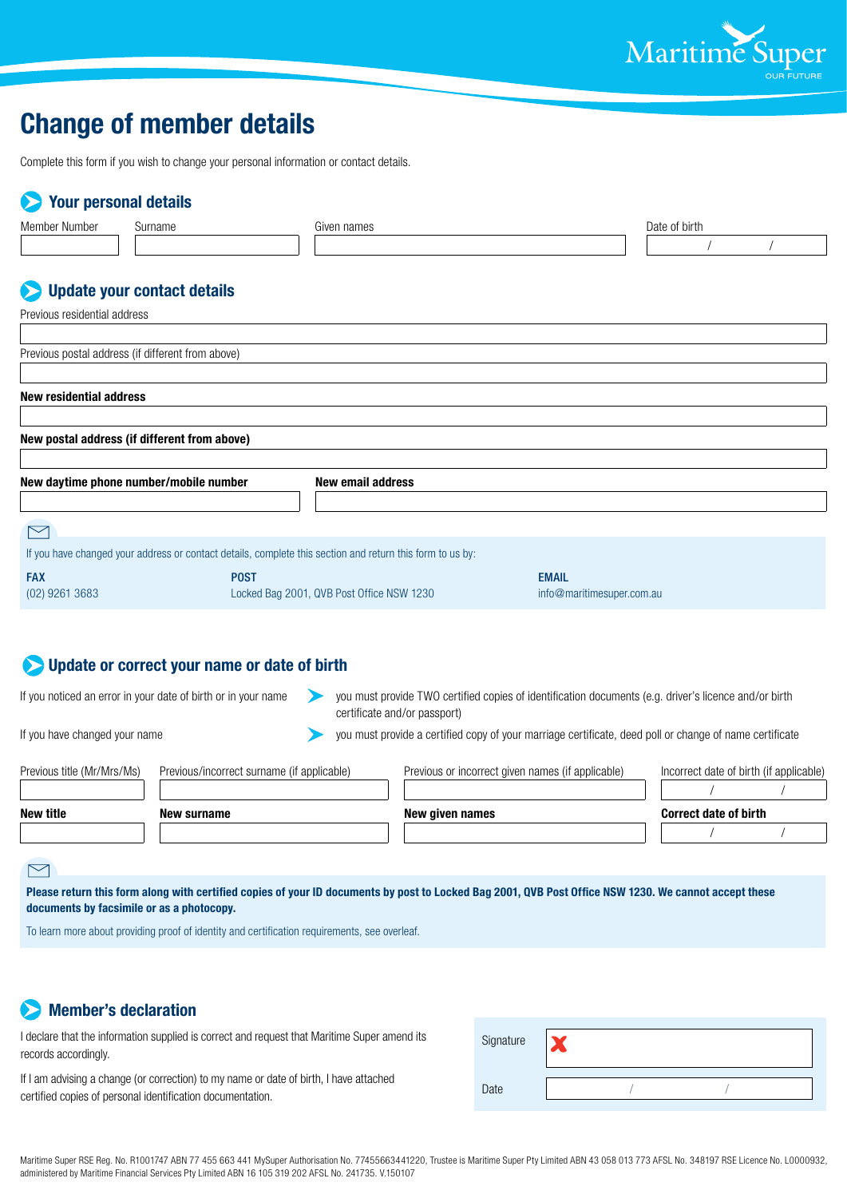Maritime Super
OUR FUTURE

# Change of member details

Complete this form if you wish to change your personal information or contact details.

## Your personal details

| Member Number | Surname | Given names | Date of birth |
|---|---|---|---|
| | | | / / |

## Update your contact details

Previous residential address

Previous postal address (if different from above)

**New residential address**

**New postal address (if different from above)**

| **New daytime phone number/mobile number** | **New email address** |
|---|---|
| | |

If you have changed your address or contact details, complete this section and return this form to us by:

**FAX**
(02) 9261 3683

**POST**
Locked Bag 2001, QVB Post Office NSW 1230

**EMAIL**
info@maritimesuper.com.au

## Update or correct your name or date of birth

If you noticed an error in your date of birth or in your name — you must provide TWO certified copies of identification documents (e.g. driver's licence and/or birth certificate and/or passport)

If you have changed your name — you must provide a certified copy of your marriage certificate, deed poll or change of name certificate

| Previous title (Mr/Mrs/Ms) | Previous/incorrect surname (if applicable) | Previous or incorrect given names (if applicable) | Incorrect date of birth (if applicable) |
|---|---|---|---|
| | | | / / |
| **New title** | **New surname** | **New given names** | **Correct date of birth** |
| | | | / / |

**Please return this form along with certified copies of your ID documents by post to Locked Bag 2001, QVB Post Office NSW 1230. We cannot accept these documents by facsimile or as a photocopy.**

To learn more about providing proof of identity and certification requirements, see overleaf.

## Member's declaration

I declare that the information supplied is correct and request that Maritime Super amend its records accordingly.

If I am advising a change (or correction) to my name or date of birth, I have attached certified copies of personal identification documentation.

Signature ✘

Date / /

Maritime Super RSE Reg. No. R1001747 ABN 77 455 663 441 MySuper Authorisation No. 77455663441220, Trustee is Maritime Super Pty Limited ABN 43 058 013 773 AFSL No. 348197 RSE Licence No. L0000932, administered by Maritime Financial Services Pty Limited ABN 16 105 319 202 AFSL No. 241735. V.150107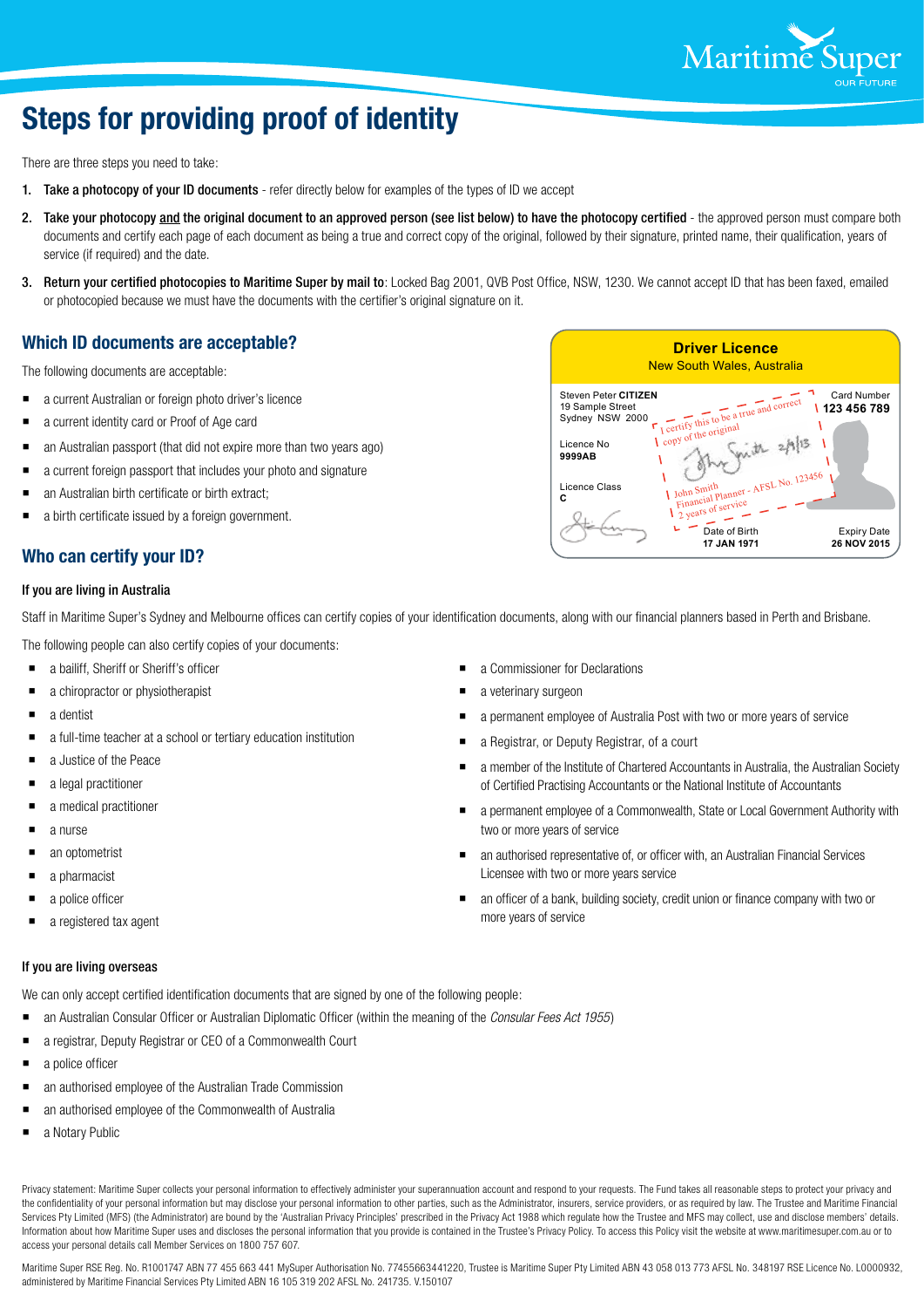# Steps for providing proof of identity

There are three steps you need to take:

1. **Take a photocopy of your ID documents** - refer directly below for examples of the types of ID we accept
2. **Take your photocopy and the original document to an approved person (see list below) to have the photocopy certified** - the approved person must compare both documents and certify each page of each document as being a true and correct copy of the original, followed by their signature, printed name, their qualification, years of service (if required) and the date.
3. **Return your certified photocopies to Maritime Super by mail to**: Locked Bag 2001, QVB Post Office, NSW, 1230. We cannot accept ID that has been faxed, emailed or photocopied because we must have the documents with the certifier's original signature on it.

## Which ID documents are acceptable?

The following documents are acceptable:

- a current Australian or foreign photo driver's licence
- a current identity card or Proof of Age card
- an Australian passport (that did not expire more than two years ago)
- a current foreign passport that includes your photo and signature
- an Australian birth certificate or birth extract;
- a birth certificate issued by a foreign government.

Driver Licence
New South Wales, Australia

Steven Peter CITIZEN
19 Sample Street
Sydney NSW 2000

Card Number
123 456 789

Licence No
9999AB

Licence Class
C

I certify this to be a true and correct copy of the original
John Smith 2/4/13
John Smith
Financial Planner - AFSL No. 123456
2 years of service

Date of Birth
17 JAN 1971

Expiry Date
26 NOV 2015

## Who can certify your ID?

### If you are living in Australia

Staff in Maritime Super's Sydney and Melbourne offices can certify copies of your identification documents, along with our financial planners based in Perth and Brisbane.

The following people can also certify copies of your documents:

- a bailiff, Sheriff or Sheriff's officer
- a chiropractor or physiotherapist
- a dentist
- a full-time teacher at a school or tertiary education institution
- a Justice of the Peace
- a legal practitioner
- a medical practitioner
- a nurse
- an optometrist
- a pharmacist
- a police officer
- a registered tax agent
- a Commissioner for Declarations
- a veterinary surgeon
- a permanent employee of Australia Post with two or more years of service
- a Registrar, or Deputy Registrar, of a court
- a member of the Institute of Chartered Accountants in Australia, the Australian Society of Certified Practising Accountants or the National Institute of Accountants
- a permanent employee of a Commonwealth, State or Local Government Authority with two or more years of service
- an authorised representative of, or officer with, an Australian Financial Services Licensee with two or more years service
- an officer of a bank, building society, credit union or finance company with two or more years of service

### If you are living overseas

We can only accept certified identification documents that are signed by one of the following people:

- an Australian Consular Officer or Australian Diplomatic Officer (within the meaning of the *Consular Fees Act 1955*)
- a registrar, Deputy Registrar or CEO of a Commonwealth Court
- a police officer
- an authorised employee of the Australian Trade Commission
- an authorised employee of the Commonwealth of Australia
- a Notary Public

Privacy statement: Maritime Super collects your personal information to effectively administer your superannuation account and respond to your requests. The Fund takes all reasonable steps to protect your privacy and the confidentiality of your personal information but may disclose your personal information to other parties, such as the Administrator, insurers, service providers, or as required by law. The Trustee and Maritime Financial Services Pty Limited (MFS) (the Administrator) are bound by the 'Australian Privacy Principles' prescribed in the Privacy Act 1988 which regulate how the Trustee and MFS may collect, use and disclose members' details. Information about how Maritime Super uses and discloses the personal information that you provide is contained in the Trustee's Privacy Policy. To access this Policy visit the website at www.maritimesuper.com.au or to access your personal details call Member Services on 1800 757 607.

Maritime Super RSE Reg. No. R1001747 ABN 77 455 663 441 MySuper Authorisation No. 77455663441220, Trustee is Maritime Super Pty Limited ABN 43 058 013 773 AFSL No. 348197 RSE Licence No. L0000932, administered by Maritime Financial Services Pty Limited ABN 16 105 319 202 AFSL No. 241735. V.150107